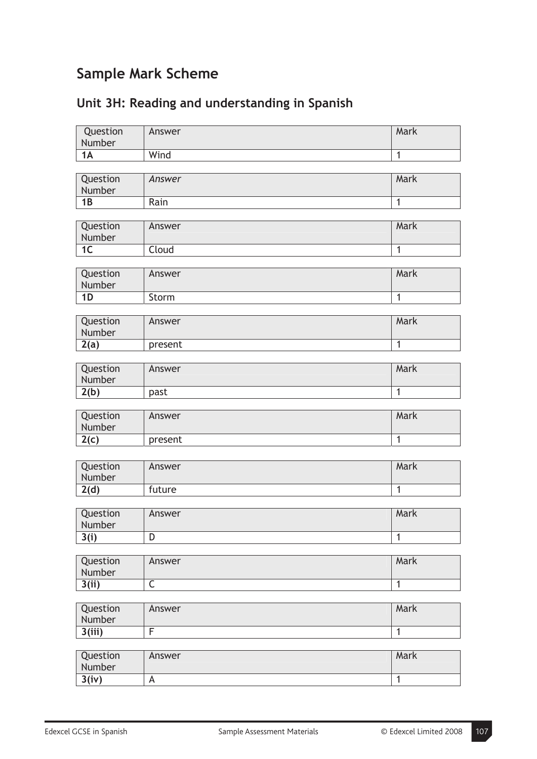# Sample Mark Scheme

## Unit 3H: Reading and understanding in Spanish

| Question Number | Answer | Mark |
|---|---|---|
| **1A** | Wind | 1 |

| Question Number | *Answer* | Mark |
|---|---|---|
| **1B** | Rain | 1 |

| Question Number | Answer | Mark |
|---|---|---|
| **1C** | Cloud | 1 |

| Question Number | Answer | Mark |
|---|---|---|
| **1D** | Storm | 1 |

| Question Number | Answer | Mark |
|---|---|---|
| **2(a)** | present | 1 |

| Question Number | Answer | Mark |
|---|---|---|
| **2(b)** | past | 1 |

| Question Number | Answer | Mark |
|---|---|---|
| **2(c)** | present | 1 |

| Question Number | Answer | Mark |
|---|---|---|
| **2(d)** | future | 1 |

| Question Number | Answer | Mark |
|---|---|---|
| **3(i)** | D | 1 |

| Question Number | Answer | Mark |
|---|---|---|
| **3(ii)** | C | 1 |

| Question Number | Answer | Mark |
|---|---|---|
| **3(iii)** | F | 1 |

| Question Number | Answer | Mark |
|---|---|---|
| **3(iv)** | A | 1 |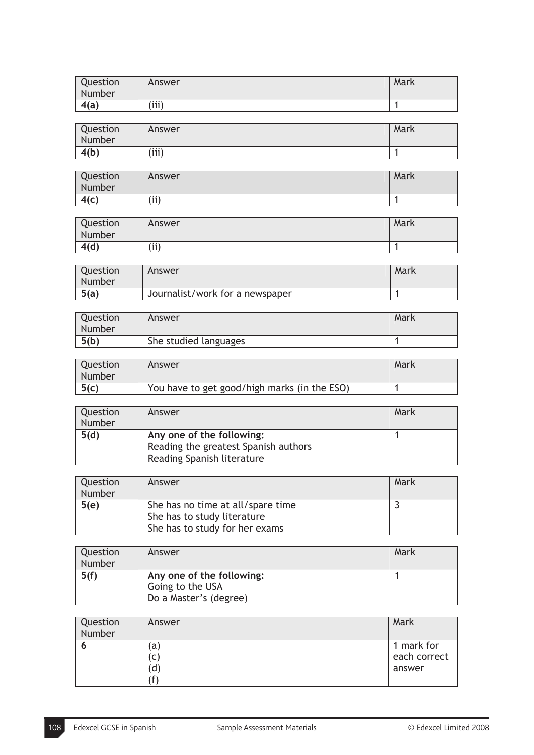| Question Number | Answer | Mark |
|---|---|---|
| **4(a)** | (iii) | 1 |

| Question Number | Answer | Mark |
|---|---|---|
| **4(b)** | (iii) | 1 |

| Question Number | Answer | Mark |
|---|---|---|
| **4(c)** | (ii) | 1 |

| Question Number | Answer | Mark |
|---|---|---|
| **4(d)** | (ii) | 1 |

| Question Number | Answer | Mark |
|---|---|---|
| **5(a)** | Journalist/work for a newspaper | 1 |

| Question Number | Answer | Mark |
|---|---|---|
| **5(b)** | She studied languages | 1 |

| Question Number | Answer | Mark |
|---|---|---|
| **5(c)** | You have to get good/high marks (in the ESO) | 1 |

| Question Number | Answer | Mark |
|---|---|---|
| **5(d)** | **Any one of the following:**<br>Reading the greatest Spanish authors<br>Reading Spanish literature | 1 |

| Question Number | Answer | Mark |
|---|---|---|
| **5(e)** | She has no time at all/spare time<br>She has to study literature<br>She has to study for her exams | 3 |

| Question Number | Answer | Mark |
|---|---|---|
| **5(f)** | **Any one of the following:**<br>Going to the USA<br>Do a Master's (degree) | 1 |

| Question Number | Answer | Mark |
|---|---|---|
| **6** | (a)<br>(c)<br>(d)<br>(f) | 1 mark for each correct answer |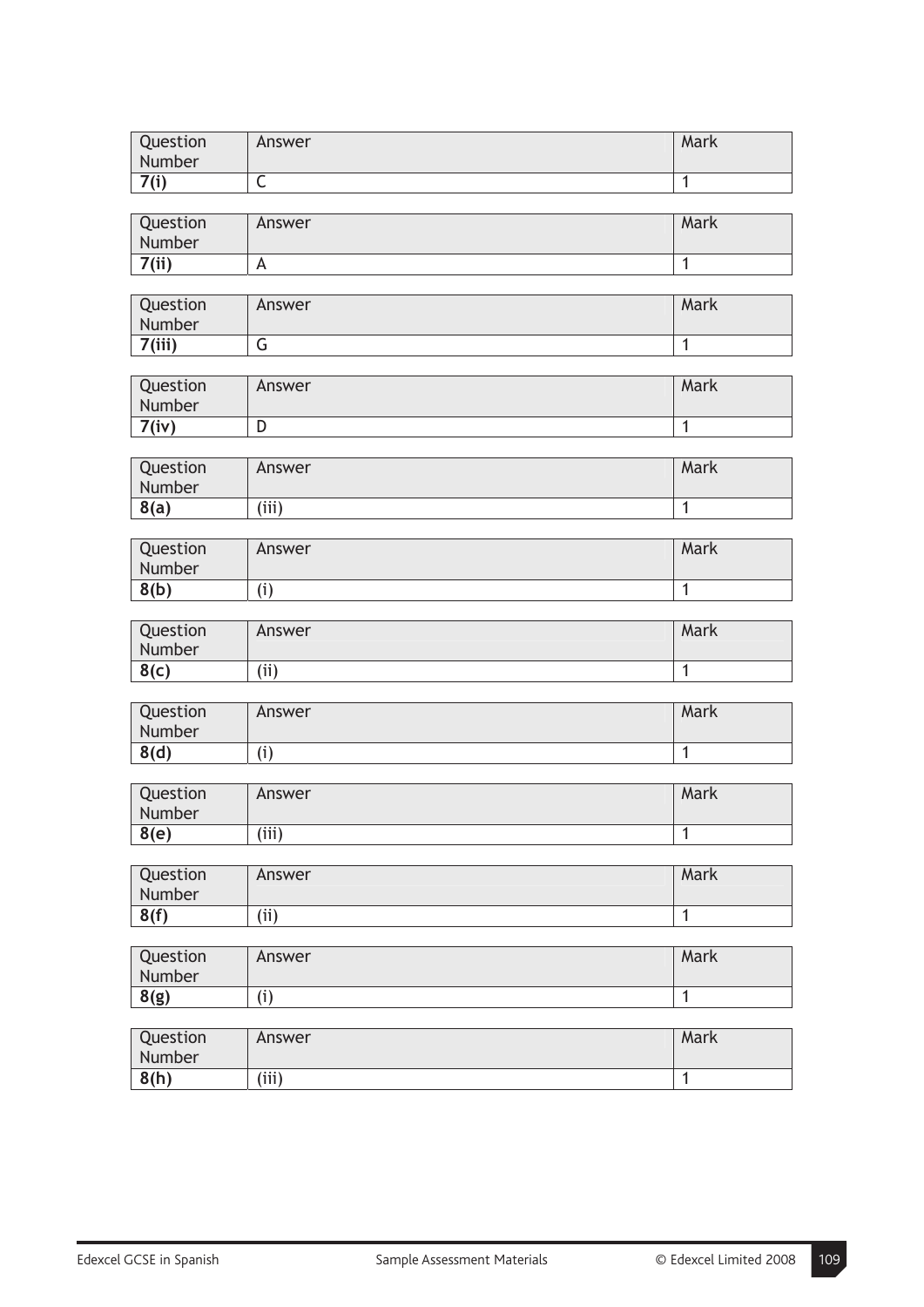| Question Number | Answer | Mark |
|---|---|---|
| **7(i)** | C | 1 |

| Question Number | Answer | Mark |
|---|---|---|
| **7(ii)** | A | 1 |

| Question Number | Answer | Mark |
|---|---|---|
| **7(iii)** | G | 1 |

| Question Number | Answer | Mark |
|---|---|---|
| **7(iv)** | D | 1 |

| Question Number | Answer | Mark |
|---|---|---|
| **8(a)** | (iii) | 1 |

| Question Number | Answer | Mark |
|---|---|---|
| **8(b)** | (i) | 1 |

| Question Number | Answer | Mark |
|---|---|---|
| **8(c)** | (ii) | 1 |

| Question Number | Answer | Mark |
|---|---|---|
| **8(d)** | (i) | 1 |

| Question Number | Answer | Mark |
|---|---|---|
| **8(e)** | (iii) | 1 |

| Question Number | Answer | Mark |
|---|---|---|
| **8(f)** | (ii) | 1 |

| Question Number | Answer | Mark |
|---|---|---|
| **8(g)** | (i) | 1 |

| Question Number | Answer | Mark |
|---|---|---|
| **8(h)** | (iii) | 1 |